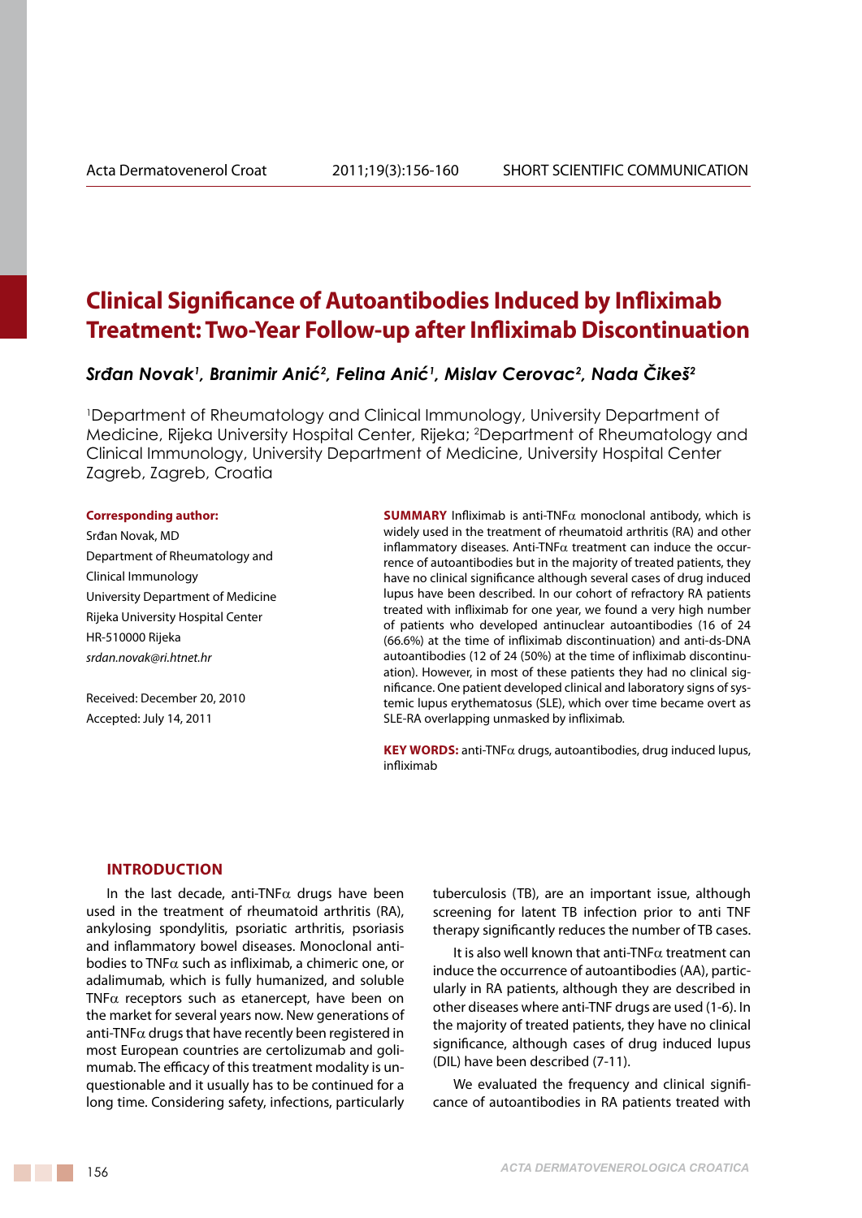# Clinical Significance of Autoantibodies Induced by Infliximab Treatment: Two-Year Follow-up after Infliximab Discontinuation

***Srđan Novak[1], Branimir Anić[2], Felina Anić[1], Mislav Cerovac[2], Nada Čikeš[2]***

[1]Department of Rheumatology and Clinical Immunology, University Department of Medicine, Rijeka University Hospital Center, Rijeka; [2]Department of Rheumatology and Clinical Immunology, University Department of Medicine, University Hospital Center Zagreb, Zagreb, Croatia

**Corresponding author:**
Srđan Novak, MD
Department of Rheumatology and Clinical Immunology
University Department of Medicine
Rijeka University Hospital Center
HR-510000 Rijeka
*srdan.novak@ri.htnet.hr*

Received: December 20, 2010
Accepted: July 14, 2011

**SUMMARY** Infliximab is anti-TNFα monoclonal antibody, which is widely used in the treatment of rheumatoid arthritis (RA) and other inflammatory diseases. Anti-TNFα treatment can induce the occurrence of autoantibodies but in the majority of treated patients, they have no clinical significance although several cases of drug induced lupus have been described. In our cohort of refractory RA patients treated with infliximab for one year, we found a very high number of patients who developed antinuclear autoantibodies (16 of 24 (66.6%) at the time of infliximab discontinuation) and anti-ds-DNA autoantibodies (12 of 24 (50%) at the time of infliximab discontinuation). However, in most of these patients they had no clinical significance. One patient developed clinical and laboratory signs of systemic lupus erythematosus (SLE), which over time became overt as SLE-RA overlapping unmasked by infliximab.

**KEY WORDS:** anti-TNFα drugs, autoantibodies, drug induced lupus, infliximab

## INTRODUCTION

In the last decade, anti-TNFα drugs have been used in the treatment of rheumatoid arthritis (RA), ankylosing spondylitis, psoriatic arthritis, psoriasis and inflammatory bowel diseases. Monoclonal antibodies to TNFα such as infliximab, a chimeric one, or adalimumab, which is fully humanized, and soluble TNFα receptors such as etanercept, have been on the market for several years now. New generations of anti-TNFα drugs that have recently been registered in most European countries are certolizumab and golimumab. The efficacy of this treatment modality is unquestionable and it usually has to be continued for a long time. Considering safety, infections, particularly tuberculosis (TB), are an important issue, although screening for latent TB infection prior to anti TNF therapy significantly reduces the number of TB cases.

It is also well known that anti-TNFα treatment can induce the occurrence of autoantibodies (AA), particularly in RA patients, although they are described in other diseases where anti-TNF drugs are used (1-6). In the majority of treated patients, they have no clinical significance, although cases of drug induced lupus (DIL) have been described (7-11).

We evaluated the frequency and clinical significance of autoantibodies in RA patients treated with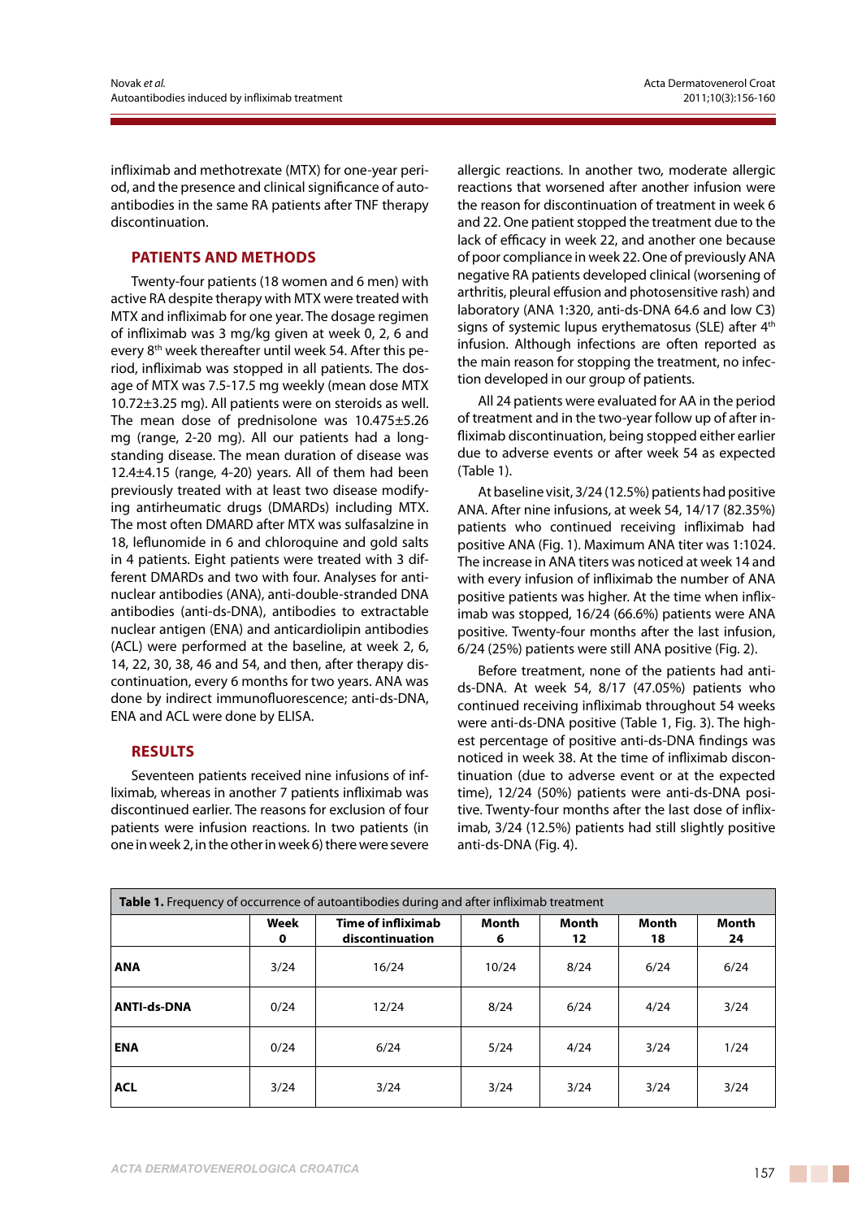infliximab and methotrexate (MTX) for one-year period, and the presence and clinical significance of autoantibodies in the same RA patients after TNF therapy discontinuation.

## PATIENTS AND METHODS

Twenty-four patients (18 women and 6 men) with active RA despite therapy with MTX were treated with MTX and infliximab for one year. The dosage regimen of infliximab was 3 mg/kg given at week 0, 2, 6 and every 8[th] week thereafter until week 54. After this period, infliximab was stopped in all patients. The dosage of MTX was 7.5-17.5 mg weekly (mean dose MTX 10.72±3.25 mg). All patients were on steroids as well. The mean dose of prednisolone was 10.475±5.26 mg (range, 2-20 mg). All our patients had a long-standing disease. The mean duration of disease was 12.4±4.15 (range, 4-20) years. All of them had been previously treated with at least two disease modifying antirheumatic drugs (DMARDs) including MTX. The most often DMARD after MTX was sulfasalzine in 18, leflunomide in 6 and chloroquine and gold salts in 4 patients. Eight patients were treated with 3 different DMARDs and two with four. Analyses for antinuclear antibodies (ANA), anti-double-stranded DNA antibodies (anti-ds-DNA), antibodies to extractable nuclear antigen (ENA) and anticardiolipin antibodies (ACL) were performed at the baseline, at week 2, 6, 14, 22, 30, 38, 46 and 54, and then, after therapy discontinuation, every 6 months for two years. ANA was done by indirect immunofluorescence; anti-ds-DNA, ENA and ACL were done by ELISA.

## RESULTS

Seventeen patients received nine infusions of infliximab, whereas in another 7 patients infliximab was discontinued earlier. The reasons for exclusion of four patients were infusion reactions. In two patients (in one in week 2, in the other in week 6) there were severe allergic reactions. In another two, moderate allergic reactions that worsened after another infusion were the reason for discontinuation of treatment in week 6 and 22. One patient stopped the treatment due to the lack of efficacy in week 22, and another one because of poor compliance in week 22. One of previously ANA negative RA patients developed clinical (worsening of arthritis, pleural effusion and photosensitive rash) and laboratory (ANA 1:320, anti-ds-DNA 64.6 and low C3) signs of systemic lupus erythematosus (SLE) after 4[th] infusion. Although infections are often reported as the main reason for stopping the treatment, no infection developed in our group of patients.

All 24 patients were evaluated for AA in the period of treatment and in the two-year follow up of after infliximab discontinuation, being stopped either earlier due to adverse events or after week 54 as expected (Table 1).

At baseline visit, 3/24 (12.5%) patients had positive ANA. After nine infusions, at week 54, 14/17 (82.35%) patients who continued receiving infliximab had positive ANA (Fig. 1). Maximum ANA titer was 1:1024. The increase in ANA titers was noticed at week 14 and with every infusion of infliximab the number of ANA positive patients was higher. At the time when infliximab was stopped, 16/24 (66.6%) patients were ANA positive. Twenty-four months after the last infusion, 6/24 (25%) patients were still ANA positive (Fig. 2).

Before treatment, none of the patients had anti-ds-DNA. At week 54, 8/17 (47.05%) patients who continued receiving infliximab throughout 54 weeks were anti-ds-DNA positive (Table 1, Fig. 3). The highest percentage of positive anti-ds-DNA findings was noticed in week 38. At the time of infliximab discontinuation (due to adverse event or at the expected time), 12/24 (50%) patients were anti-ds-DNA positive. Twenty-four months after the last dose of infliximab, 3/24 (12.5%) patients had still slightly positive anti-ds-DNA (Fig. 4).

**Table 1.** Frequency of occurrence of autoantibodies during and after infliximab treatment

| | Week 0 | Time of infliximab discontinuation | Month 6 | Month 12 | Month 18 | Month 24 |
|---|---|---|---|---|---|---|
| **ANA** | 3/24 | 16/24 | 10/24 | 8/24 | 6/24 | 6/24 |
| **ANTI-ds-DNA** | 0/24 | 12/24 | 8/24 | 6/24 | 4/24 | 3/24 |
| **ENA** | 0/24 | 6/24 | 5/24 | 4/24 | 3/24 | 1/24 |
| **ACL** | 3/24 | 3/24 | 3/24 | 3/24 | 3/24 | 3/24 |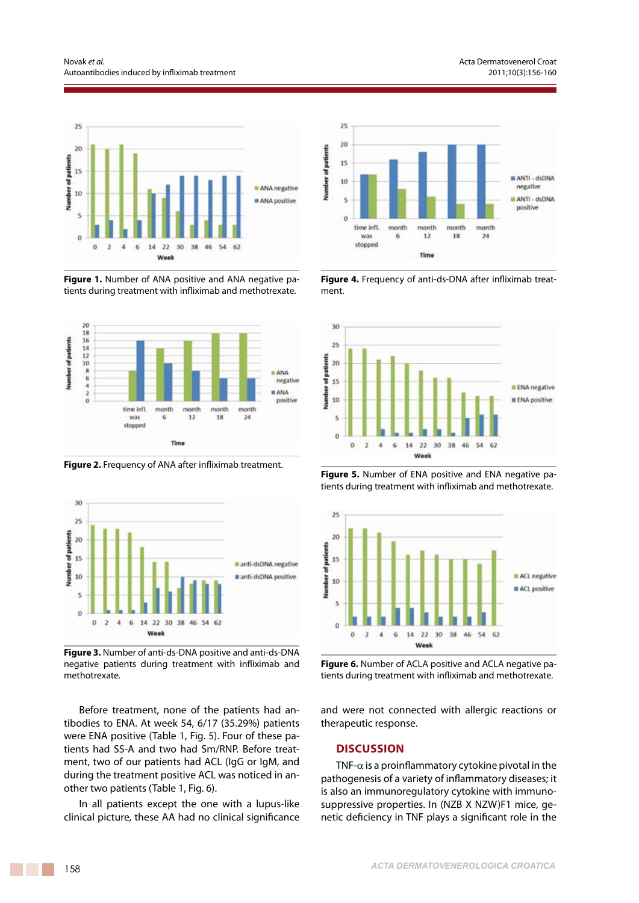Figure 1. Number of ANA positive and ANA negative patients during treatment with infliximab and methotrexate.

Figure 2. Frequency of ANA after infliximab treatment.

Figure 3. Number of anti-ds-DNA positive and anti-ds-DNA negative patients during treatment with infliximab and methotrexate.

Figure 4. Frequency of anti-ds-DNA after infliximab treatment.

Figure 5. Number of ENA positive and ENA negative patients during treatment with infliximab and methotrexate.

Figure 6. Number of ACLA positive and ACLA negative patients during treatment with infliximab and methotrexate.

Before treatment, none of the patients had antibodies to ENA. At week 54, 6/17 (35.29%) patients were ENA positive (Table 1, Fig. 5). Four of these patients had SS-A and two had Sm/RNP. Before treatment, two of our patients had ACL (IgG or IgM, and during the treatment positive ACL was noticed in another two patients (Table 1, Fig. 6).

In all patients except the one with a lupus-like clinical picture, these AA had no clinical significance and were not connected with allergic reactions or therapeutic response.

## DISCUSSION

TNF-$\alpha$ is a proinflammatory cytokine pivotal in the pathogenesis of a variety of inflammatory diseases; it is also an immunoregulatory cytokine with immunosuppressive properties. In (NZB X NZW)F1 mice, genetic deficiency in TNF plays a significant role in the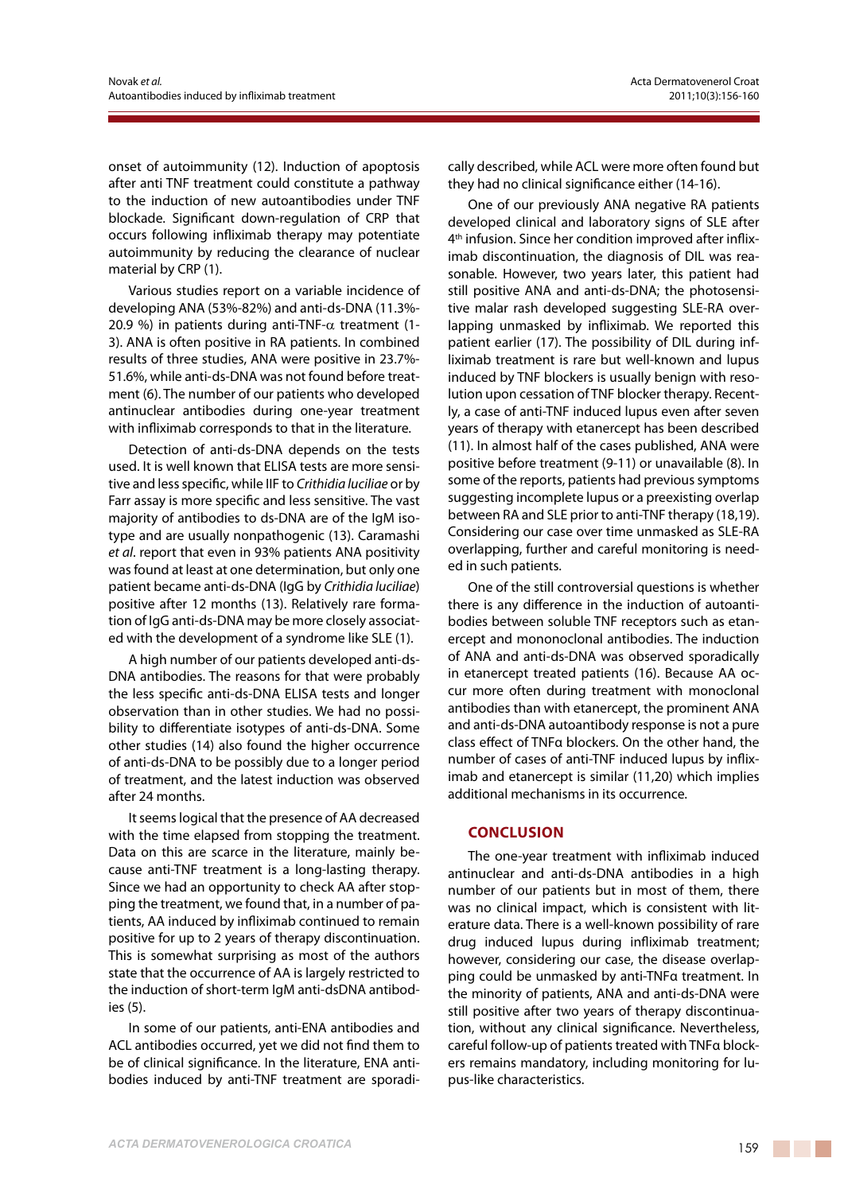onset of autoimmunity (12). Induction of apoptosis after anti TNF treatment could constitute a pathway to the induction of new autoantibodies under TNF blockade. Significant down-regulation of CRP that occurs following infliximab therapy may potentiate autoimmunity by reducing the clearance of nuclear material by CRP (1).

Various studies report on a variable incidence of developing ANA (53%-82%) and anti-ds-DNA (11.3%-20.9 %) in patients during anti-TNF-$\alpha$ treatment (1-3). ANA is often positive in RA patients. In combined results of three studies, ANA were positive in 23.7%-51.6%, while anti-ds-DNA was not found before treatment (6). The number of our patients who developed antinuclear antibodies during one-year treatment with infliximab corresponds to that in the literature.

Detection of anti-ds-DNA depends on the tests used. It is well known that ELISA tests are more sensitive and less specific, while IIF to *Crithidia luciliae* or by Farr assay is more specific and less sensitive. The vast majority of antibodies to ds-DNA are of the IgM isotype and are usually nonpathogenic (13). Caramashi *et al*. report that even in 93% patients ANA positivity was found at least at one determination, but only one patient became anti-ds-DNA (IgG by *Crithidia luciliae*) positive after 12 months (13). Relatively rare formation of IgG anti-ds-DNA may be more closely associated with the development of a syndrome like SLE (1).

A high number of our patients developed anti-ds-DNA antibodies. The reasons for that were probably the less specific anti-ds-DNA ELISA tests and longer observation than in other studies. We had no possibility to differentiate isotypes of anti-ds-DNA. Some other studies (14) also found the higher occurrence of anti-ds-DNA to be possibly due to a longer period of treatment, and the latest induction was observed after 24 months.

It seems logical that the presence of AA decreased with the time elapsed from stopping the treatment. Data on this are scarce in the literature, mainly because anti-TNF treatment is a long-lasting therapy. Since we had an opportunity to check AA after stopping the treatment, we found that, in a number of patients, AA induced by infliximab continued to remain positive for up to 2 years of therapy discontinuation. This is somewhat surprising as most of the authors state that the occurrence of AA is largely restricted to the induction of short-term IgM anti-dsDNA antibodies (5).

In some of our patients, anti-ENA antibodies and ACL antibodies occurred, yet we did not find them to be of clinical significance. In the literature, ENA antibodies induced by anti-TNF treatment are sporadically described, while ACL were more often found but they had no clinical significance either (14-16).

One of our previously ANA negative RA patients developed clinical and laboratory signs of SLE after 4th infusion. Since her condition improved after infliximab discontinuation, the diagnosis of DIL was reasonable. However, two years later, this patient had still positive ANA and anti-ds-DNA; the photosensitive malar rash developed suggesting SLE-RA overlapping unmasked by infliximab. We reported this patient earlier (17). The possibility of DIL during infliximab treatment is rare but well-known and lupus induced by TNF blockers is usually benign with resolution upon cessation of TNF blocker therapy. Recently, a case of anti-TNF induced lupus even after seven years of therapy with etanercept has been described (11). In almost half of the cases published, ANA were positive before treatment (9-11) or unavailable (8). In some of the reports, patients had previous symptoms suggesting incomplete lupus or a preexisting overlap between RA and SLE prior to anti-TNF therapy (18,19). Considering our case over time unmasked as SLE-RA overlapping, further and careful monitoring is needed in such patients.

One of the still controversial questions is whether there is any difference in the induction of autoantibodies between soluble TNF receptors such as etanercept and mononoclonal antibodies. The induction of ANA and anti-ds-DNA was observed sporadically in etanercept treated patients (16). Because AA occur more often during treatment with monoclonal antibodies than with etanercept, the prominent ANA and anti-ds-DNA autoantibody response is not a pure class effect of TNFα blockers. On the other hand, the number of cases of anti-TNF induced lupus by infliximab and etanercept is similar (11,20) which implies additional mechanisms in its occurrence.

## CONCLUSION

The one-year treatment with infliximab induced antinuclear and anti-ds-DNA antibodies in a high number of our patients but in most of them, there was no clinical impact, which is consistent with literature data. There is a well-known possibility of rare drug induced lupus during infliximab treatment; however, considering our case, the disease overlapping could be unmasked by anti-TNFα treatment. In the minority of patients, ANA and anti-ds-DNA were still positive after two years of therapy discontinuation, without any clinical significance. Nevertheless, careful follow-up of patients treated with TNFα blockers remains mandatory, including monitoring for lupus-like characteristics.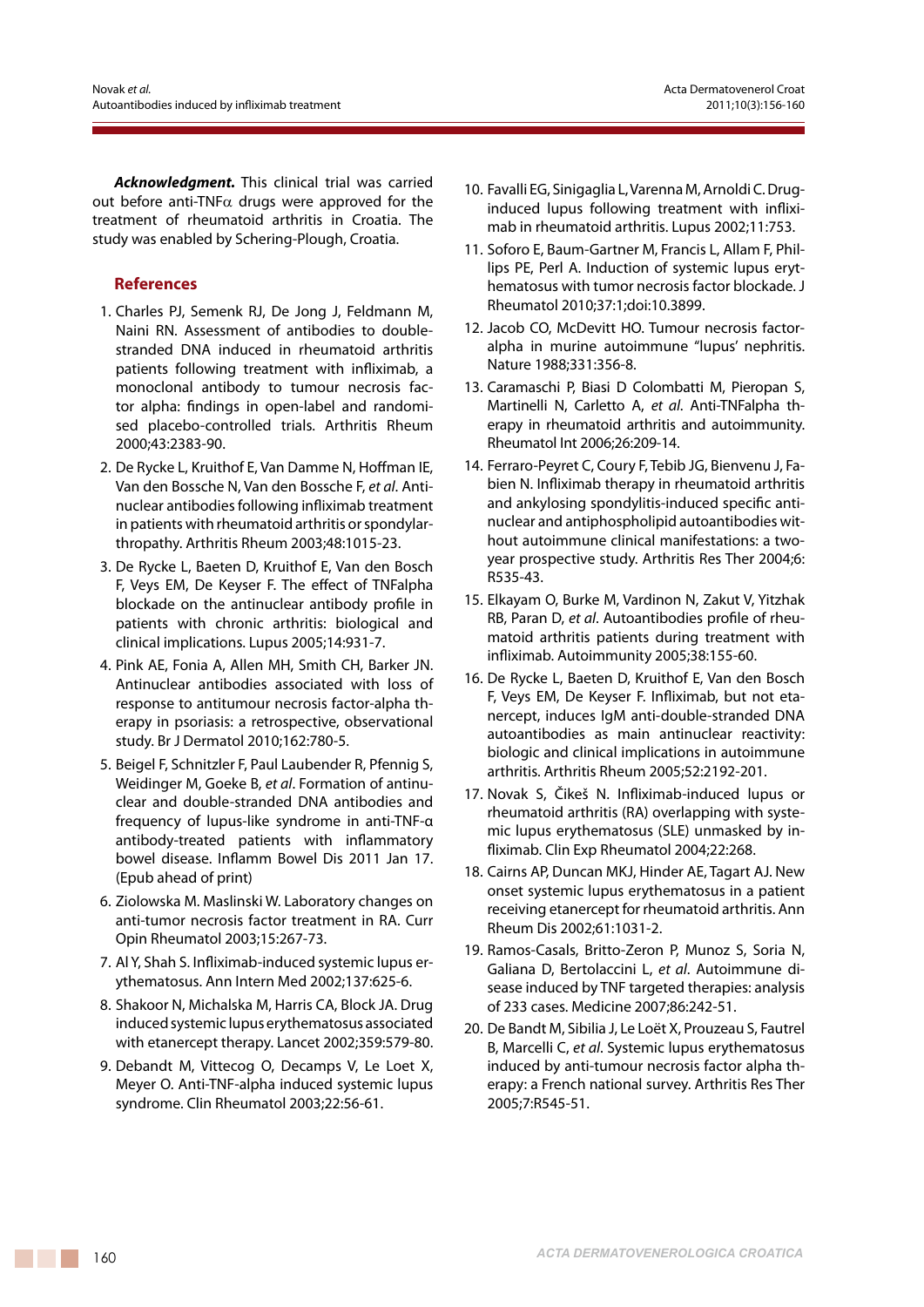***Acknowledgment.*** This clinical trial was carried out before anti-TNFα drugs were approved for the treatment of rheumatoid arthritis in Croatia. The study was enabled by Schering-Plough, Croatia.

## References

1. Charles PJ, Semenk RJ, De Jong J, Feldmann M, Naini RN. Assessment of antibodies to double-stranded DNA induced in rheumatoid arthritis patients following treatment with infliximab, a monoclonal antibody to tumour necrosis factor alpha: findings in open-label and randomised placebo-controlled trials. Arthritis Rheum 2000;43:2383-90.
2. De Rycke L, Kruithof E, Van Damme N, Hoffman IE, Van den Bossche N, Van den Bossche F, *et al*. Antinuclear antibodies following infliximab treatment in patients with rheumatoid arthritis or spondylarthropathy. Arthritis Rheum 2003;48:1015-23.
3. De Rycke L, Baeten D, Kruithof E, Van den Bosch F, Veys EM, De Keyser F. The effect of TNFalpha blockade on the antinuclear antibody profile in patients with chronic arthritis: biological and clinical implications. Lupus 2005;14:931-7.
4. Pink AE, Fonia A, Allen MH, Smith CH, Barker JN. Antinuclear antibodies associated with loss of response to antitumour necrosis factor-alpha therapy in psoriasis: a retrospective, observational study. Br J Dermatol 2010;162:780-5.
5. Beigel F, Schnitzler F, Paul Laubender R, Pfennig S, Weidinger M, Goeke B, *et al*. Formation of antinuclear and double-stranded DNA antibodies and frequency of lupus-like syndrome in anti-TNF-α antibody-treated patients with inflammatory bowel disease. Inflamm Bowel Dis 2011 Jan 17. (Epub ahead of print)
6. Ziolowska M. Maslinski W. Laboratory changes on anti-tumor necrosis factor treatment in RA. Curr Opin Rheumatol 2003;15:267-73.
7. Al Y, Shah S. Infliximab-induced systemic lupus erythematosus. Ann Intern Med 2002;137:625-6.
8. Shakoor N, Michalska M, Harris CA, Block JA. Drug induced systemic lupus erythematosus associated with etanercept therapy. Lancet 2002;359:579-80.
9. Debandt M, Vittecog O, Decamps V, Le Loet X, Meyer O. Anti-TNF-alpha induced systemic lupus syndrome. Clin Rheumatol 2003;22:56-61.
10. Favalli EG, Sinigaglia L, Varenna M, Arnoldi C. Drug-induced lupus following treatment with infliximab in rheumatoid arthritis. Lupus 2002;11:753.
11. Soforo E, Baum-Gartner M, Francis L, Allam F, Phillips PE, Perl A. Induction of systemic lupus erythematosus with tumor necrosis factor blockade. J Rheumatol 2010;37:1;doi:10.3899.
12. Jacob CO, McDevitt HO. Tumour necrosis factor-alpha in murine autoimmune "lupus' nephritis. Nature 1988;331:356-8.
13. Caramaschi P, Biasi D Colombatti M, Pieropan S, Martinelli N, Carletto A, *et al.* Anti-TNFalpha therapy in rheumatoid arthritis and autoimmunity. Rheumatol Int 2006;26:209-14.
14. Ferraro-Peyret C, Coury F, Tebib JG, Bienvenu J, Fabien N. Infliximab therapy in rheumatoid arthritis and ankylosing spondylitis-induced specific antinuclear and antiphospholipid autoantibodies without autoimmune clinical manifestations: a two-year prospective study. Arthritis Res Ther 2004;6:R535-43.
15. Elkayam O, Burke M, Vardinon N, Zakut V, Yitzhak RB, Paran D, *et al*. Autoantibodies profile of rheumatoid arthritis patients during treatment with infliximab. Autoimmunity 2005;38:155-60.
16. De Rycke L, Baeten D, Kruithof E, Van den Bosch F, Veys EM, De Keyser F. Infliximab, but not etanercept, induces IgM anti-double-stranded DNA autoantibodies as main antinuclear reactivity: biologic and clinical implications in autoimmune arthritis. Arthritis Rheum 2005;52:2192-201.
17. Novak S, Čikeš N. Infliximab-induced lupus or rheumatoid arthritis (RA) overlapping with systemic lupus erythematosus (SLE) unmasked by infliximab. Clin Exp Rheumatol 2004;22:268.
18. Cairns AP, Duncan MKJ, Hinder AE, Tagart AJ. New onset systemic lupus erythematosus in a patient receiving etanercept for rheumatoid arthritis. Ann Rheum Dis 2002;61:1031-2.
19. Ramos-Casals, Britto-Zeron P, Munoz S, Soria N, Galiana D, Bertolaccini L, *et al*. Autoimmune disease induced by TNF targeted therapies: analysis of 233 cases. Medicine 2007;86:242-51.
20. De Bandt M, Sibilia J, Le Loët X, Prouzeau S, Fautrel B, Marcelli C, *et al.* Systemic lupus erythematosus induced by anti-tumour necrosis factor alpha therapy: a French national survey. Arthritis Res Ther 2005;7:R545-51.